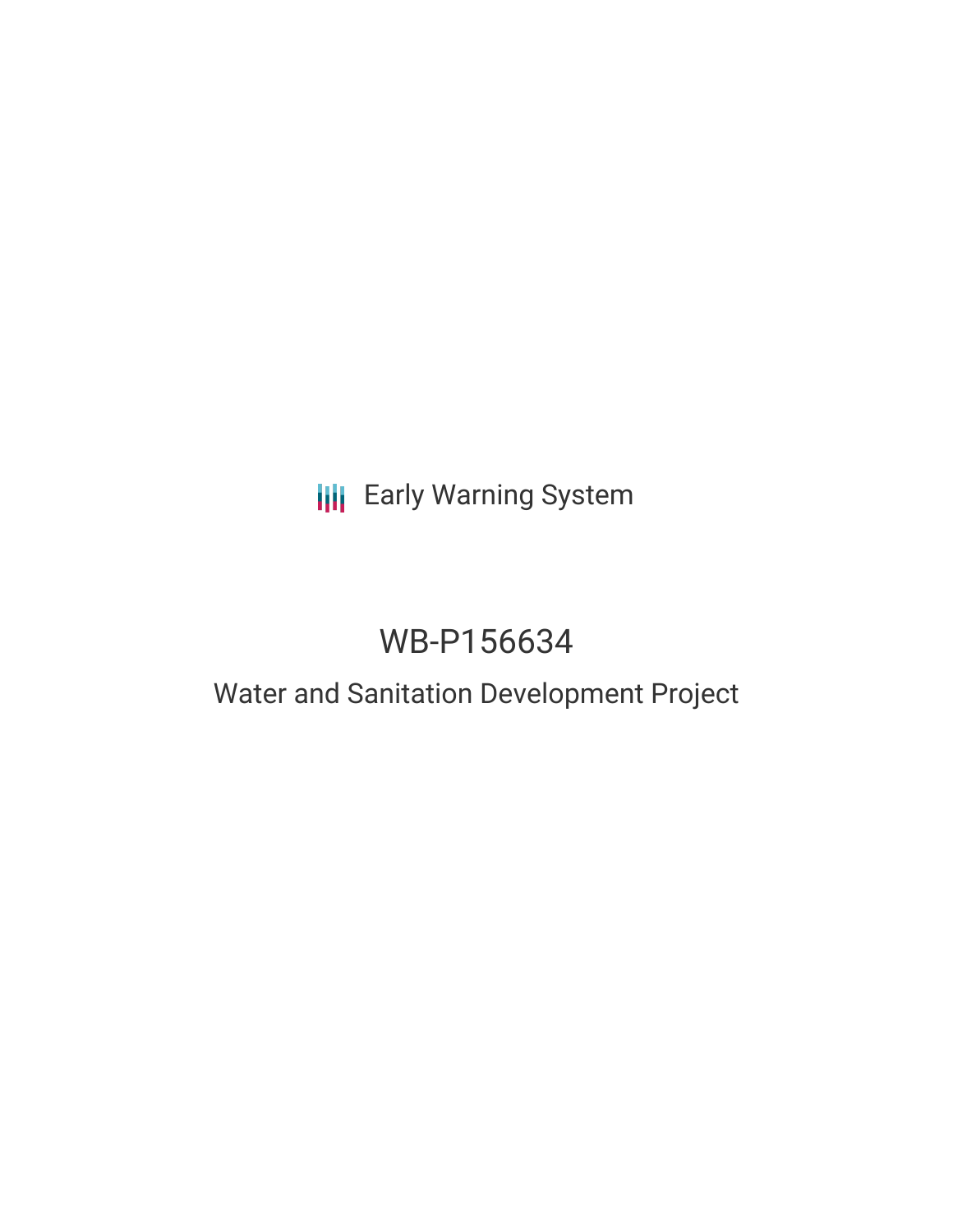Early Warning System

# WB-P156634

## Water and Sanitation Development Project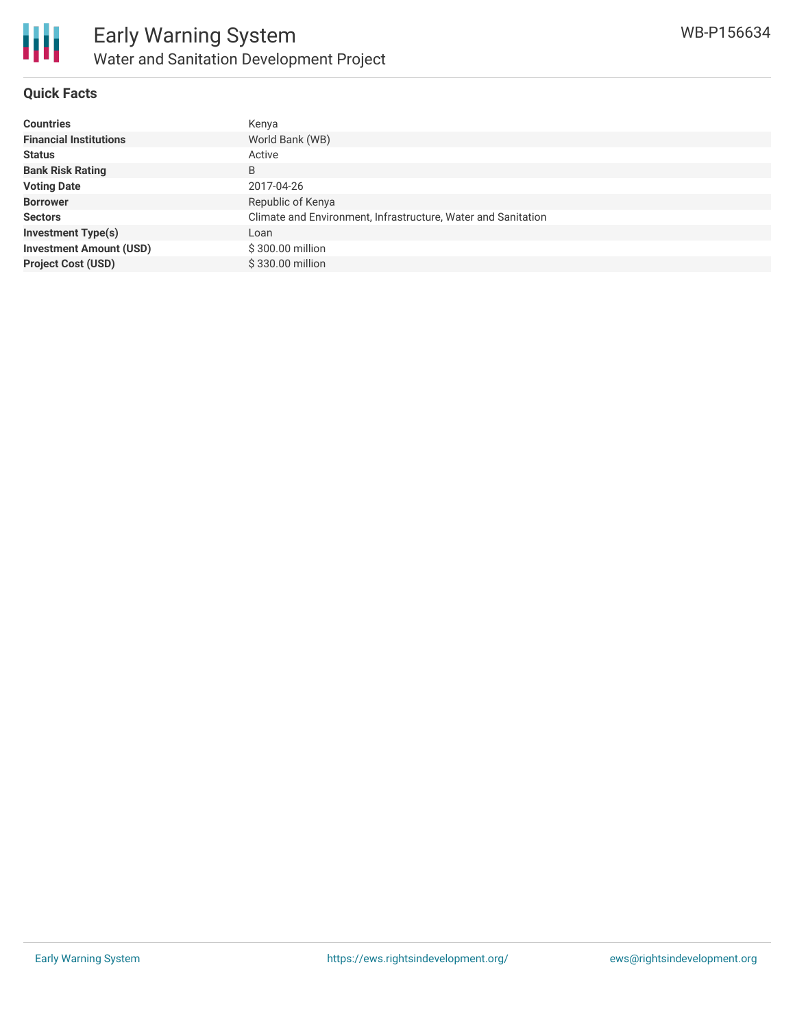# Early Warning System

## Water and Sanitation Development Project

WB-P156634

### Quick Facts

| | |
|---|---|
| **Countries** | Kenya |
| **Financial Institutions** | World Bank (WB) |
| **Status** | Active |
| **Bank Risk Rating** | B |
| **Voting Date** | 2017-04-26 |
| **Borrower** | Republic of Kenya |
| **Sectors** | Climate and Environment, Infrastructure, Water and Sanitation |
| **Investment Type(s)** | Loan |
| **Investment Amount (USD)** | $ 300.00 million |
| **Project Cost (USD)** | $ 330.00 million |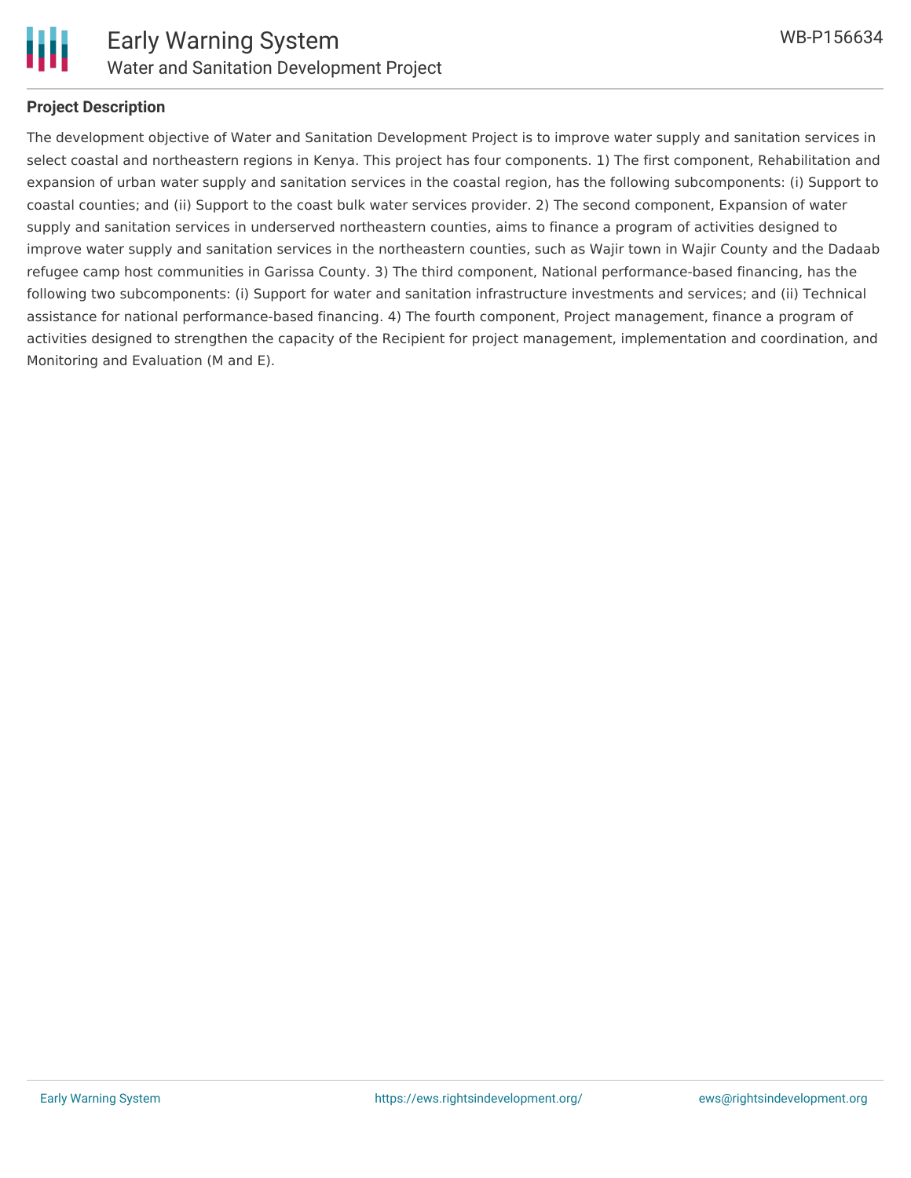## Project Description

The development objective of Water and Sanitation Development Project is to improve water supply and sanitation services in select coastal and northeastern regions in Kenya. This project has four components. 1) The first component, Rehabilitation and expansion of urban water supply and sanitation services in the coastal region, has the following subcomponents: (i) Support to coastal counties; and (ii) Support to the coast bulk water services provider. 2) The second component, Expansion of water supply and sanitation services in underserved northeastern counties, aims to finance a program of activities designed to improve water supply and sanitation services in the northeastern counties, such as Wajir town in Wajir County and the Dadaab refugee camp host communities in Garissa County. 3) The third component, National performance-based financing, has the following two subcomponents: (i) Support for water and sanitation infrastructure investments and services; and (ii) Technical assistance for national performance-based financing. 4) The fourth component, Project management, finance a program of activities designed to strengthen the capacity of the Recipient for project management, implementation and coordination, and Monitoring and Evaluation (M and E).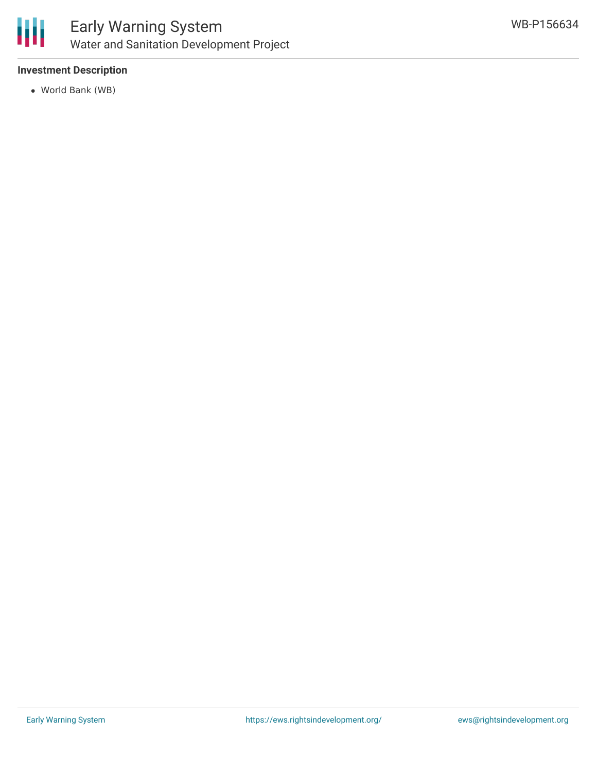## Investment Description

- World Bank (WB)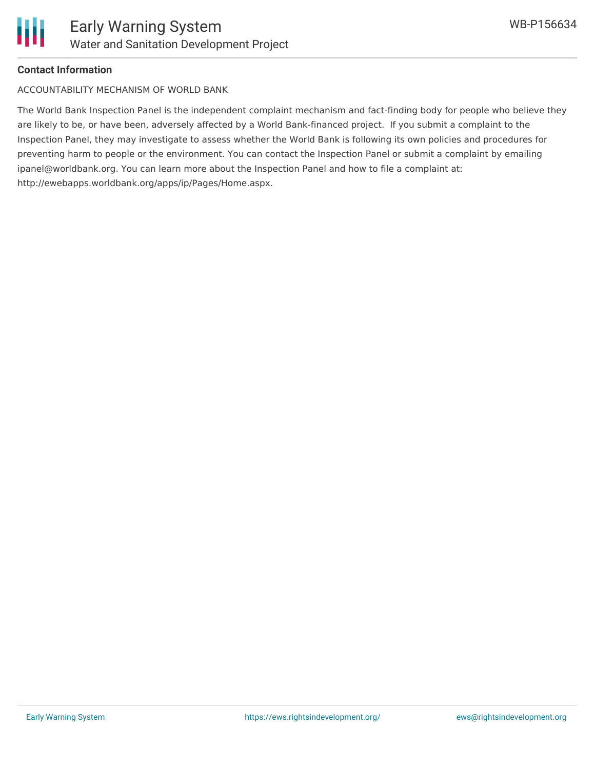**Contact Information**

ACCOUNTABILITY MECHANISM OF WORLD BANK

The World Bank Inspection Panel is the independent complaint mechanism and fact-finding body for people who believe they are likely to be, or have been, adversely affected by a World Bank-financed project. If you submit a complaint to the Inspection Panel, they may investigate to assess whether the World Bank is following its own policies and procedures for preventing harm to people or the environment. You can contact the Inspection Panel or submit a complaint by emailing ipanel@worldbank.org. You can learn more about the Inspection Panel and how to file a complaint at: http://ewebapps.worldbank.org/apps/ip/Pages/Home.aspx.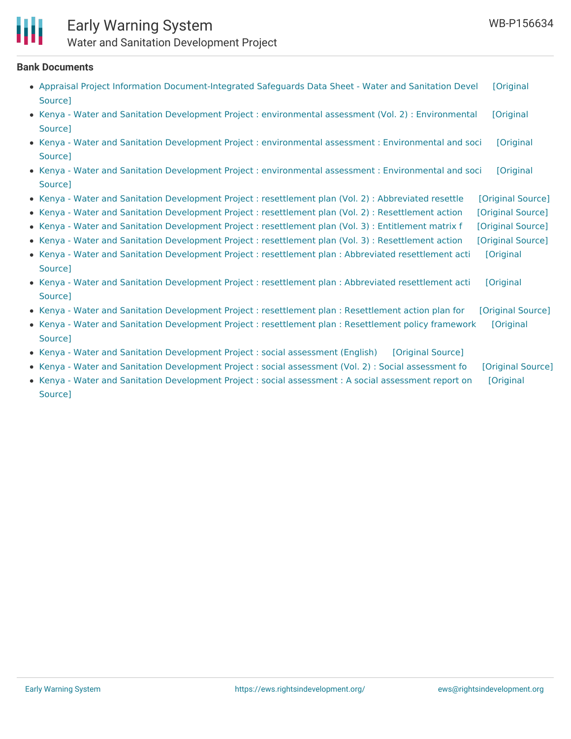**Bank Documents**

- Appraisal Project Information Document-Integrated Safeguards Data Sheet - Water and Sanitation Devel [Original Source]
- Kenya - Water and Sanitation Development Project : environmental assessment (Vol. 2) : Environmental [Original Source]
- Kenya - Water and Sanitation Development Project : environmental assessment : Environmental and soci [Original Source]
- Kenya - Water and Sanitation Development Project : environmental assessment : Environmental and soci [Original Source]
- Kenya - Water and Sanitation Development Project : resettlement plan (Vol. 2) : Abbreviated resettle [Original Source]
- Kenya - Water and Sanitation Development Project : resettlement plan (Vol. 2) : Resettlement action [Original Source]
- Kenya - Water and Sanitation Development Project : resettlement plan (Vol. 3) : Entitlement matrix f [Original Source]
- Kenya - Water and Sanitation Development Project : resettlement plan (Vol. 3) : Resettlement action [Original Source]
- Kenya - Water and Sanitation Development Project : resettlement plan : Abbreviated resettlement acti [Original Source]
- Kenya - Water and Sanitation Development Project : resettlement plan : Abbreviated resettlement acti [Original Source]
- Kenya - Water and Sanitation Development Project : resettlement plan : Resettlement action plan for [Original Source]
- Kenya - Water and Sanitation Development Project : resettlement plan : Resettlement policy framework [Original Source]
- Kenya - Water and Sanitation Development Project : social assessment (English) [Original Source]
- Kenya - Water and Sanitation Development Project : social assessment (Vol. 2) : Social assessment fo [Original Source]
- Kenya - Water and Sanitation Development Project : social assessment : A social assessment report on [Original Source]